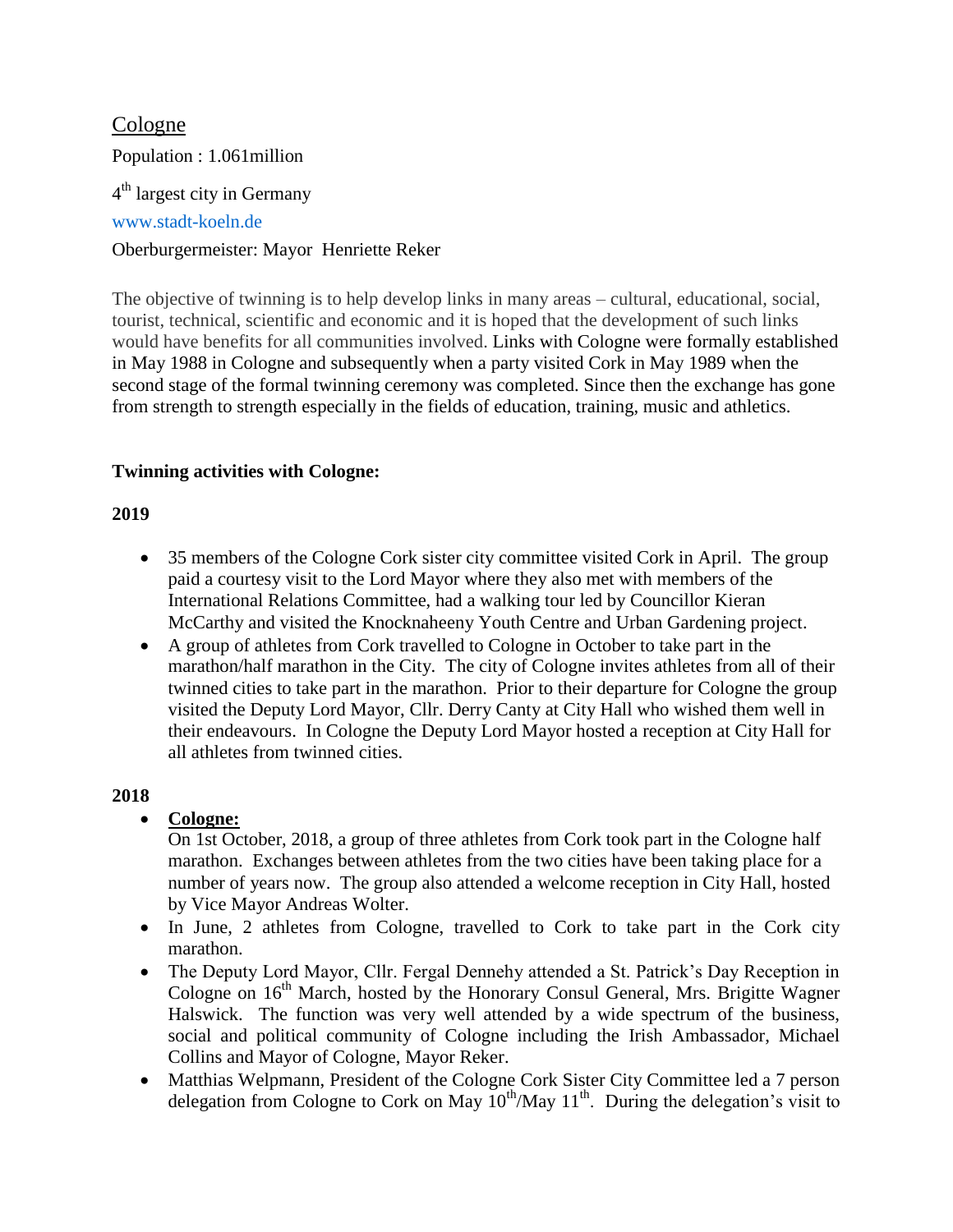## Cologne

Population : 1.061million

4th largest city in Germany

www.stadt-koeln.de

Oberburgermeister: Mayor Henriette Reker

The objective of twinning is to help develop links in many areas – cultural, educational, social, tourist, technical, scientific and economic and it is hoped that the development of such links would have benefits for all communities involved. Links with Cologne were formally established in May 1988 in Cologne and subsequently when a party visited Cork in May 1989 when the second stage of the formal twinning ceremony was completed. Since then the exchange has gone from strength to strength especially in the fields of education, training, music and athletics.

**Twinning activities with Cologne:**

**2019**

- 35 members of the Cologne Cork sister city committee visited Cork in April. The group paid a courtesy visit to the Lord Mayor where they also met with members of the International Relations Committee, had a walking tour led by Councillor Kieran McCarthy and visited the Knocknaheeny Youth Centre and Urban Gardening project.
- A group of athletes from Cork travelled to Cologne in October to take part in the marathon/half marathon in the City. The city of Cologne invites athletes from all of their twinned cities to take part in the marathon. Prior to their departure for Cologne the group visited the Deputy Lord Mayor, Cllr. Derry Canty at City Hall who wished them well in their endeavours. In Cologne the Deputy Lord Mayor hosted a reception at City Hall for all athletes from twinned cities.

**2018**

- **Cologne:**
  On 1st October, 2018, a group of three athletes from Cork took part in the Cologne half marathon. Exchanges between athletes from the two cities have been taking place for a number of years now. The group also attended a welcome reception in City Hall, hosted by Vice Mayor Andreas Wolter.
- In June, 2 athletes from Cologne, travelled to Cork to take part in the Cork city marathon.
- The Deputy Lord Mayor, Cllr. Fergal Dennehy attended a St. Patrick's Day Reception in Cologne on 16th March, hosted by the Honorary Consul General, Mrs. Brigitte Wagner Halswick. The function was very well attended by a wide spectrum of the business, social and political community of Cologne including the Irish Ambassador, Michael Collins and Mayor of Cologne, Mayor Reker.
- Matthias Welpmann, President of the Cologne Cork Sister City Committee led a 7 person delegation from Cologne to Cork on May 10th/May 11th. During the delegation's visit to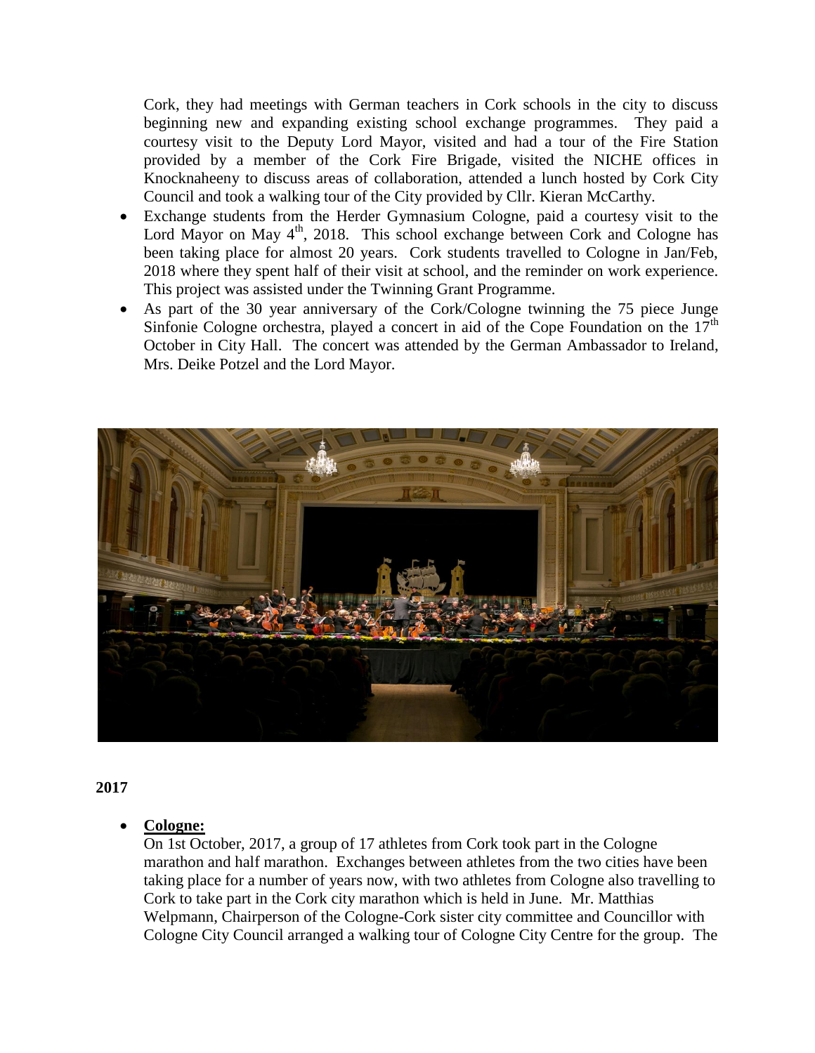Cork, they had meetings with German teachers in Cork schools in the city to discuss beginning new and expanding existing school exchange programmes. They paid a courtesy visit to the Deputy Lord Mayor, visited and had a tour of the Fire Station provided by a member of the Cork Fire Brigade, visited the NICHE offices in Knocknaheeny to discuss areas of collaboration, attended a lunch hosted by Cork City Council and took a walking tour of the City provided by Cllr. Kieran McCarthy.

- Exchange students from the Herder Gymnasium Cologne, paid a courtesy visit to the Lord Mayor on May 4th, 2018. This school exchange between Cork and Cologne has been taking place for almost 20 years. Cork students travelled to Cologne in Jan/Feb, 2018 where they spent half of their visit at school, and the reminder on work experience. This project was assisted under the Twinning Grant Programme.
- As part of the 30 year anniversary of the Cork/Cologne twinning the 75 piece Junge Sinfonie Cologne orchestra, played a concert in aid of the Cope Foundation on the 17th October in City Hall. The concert was attended by the German Ambassador to Ireland, Mrs. Deike Potzel and the Lord Mayor.

**2017**

- **Cologne:**
  On 1st October, 2017, a group of 17 athletes from Cork took part in the Cologne marathon and half marathon. Exchanges between athletes from the two cities have been taking place for a number of years now, with two athletes from Cologne also travelling to Cork to take part in the Cork city marathon which is held in June. Mr. Matthias Welpmann, Chairperson of the Cologne-Cork sister city committee and Councillor with Cologne City Council arranged a walking tour of Cologne City Centre for the group. The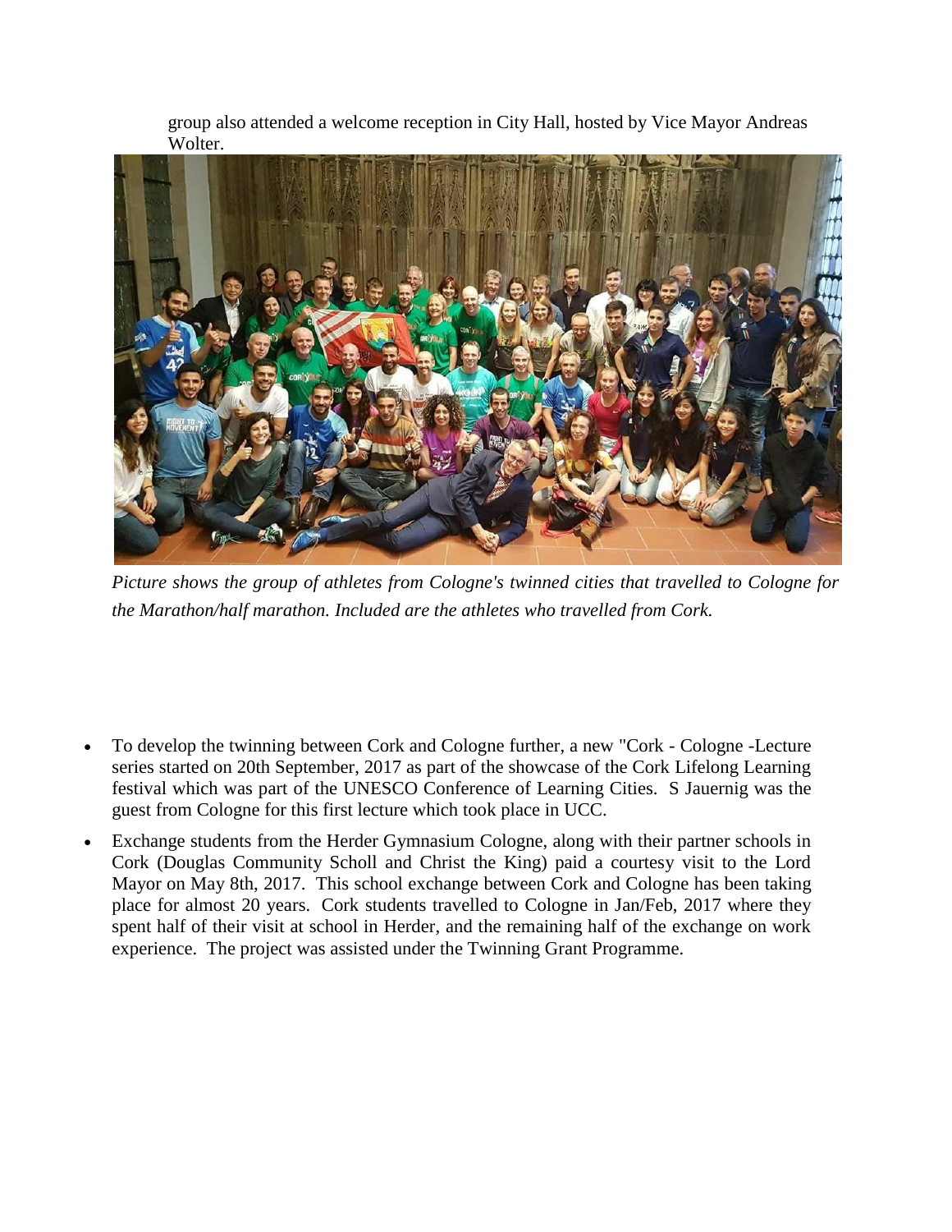group also attended a welcome reception in City Hall, hosted by Vice Mayor Andreas Wolter.

*Picture shows the group of athletes from Cologne's twinned cities that travelled to Cologne for the Marathon/half marathon. Included are the athletes who travelled from Cork.*

- To develop the twinning between Cork and Cologne further, a new "Cork - Cologne -Lecture series started on 20th September, 2017 as part of the showcase of the Cork Lifelong Learning festival which was part of the UNESCO Conference of Learning Cities. S Jauernig was the guest from Cologne for this first lecture which took place in UCC.
- Exchange students from the Herder Gymnasium Cologne, along with their partner schools in Cork (Douglas Community Scholl and Christ the King) paid a courtesy visit to the Lord Mayor on May 8th, 2017. This school exchange between Cork and Cologne has been taking place for almost 20 years. Cork students travelled to Cologne in Jan/Feb, 2017 where they spent half of their visit at school in Herder, and the remaining half of the exchange on work experience. The project was assisted under the Twinning Grant Programme.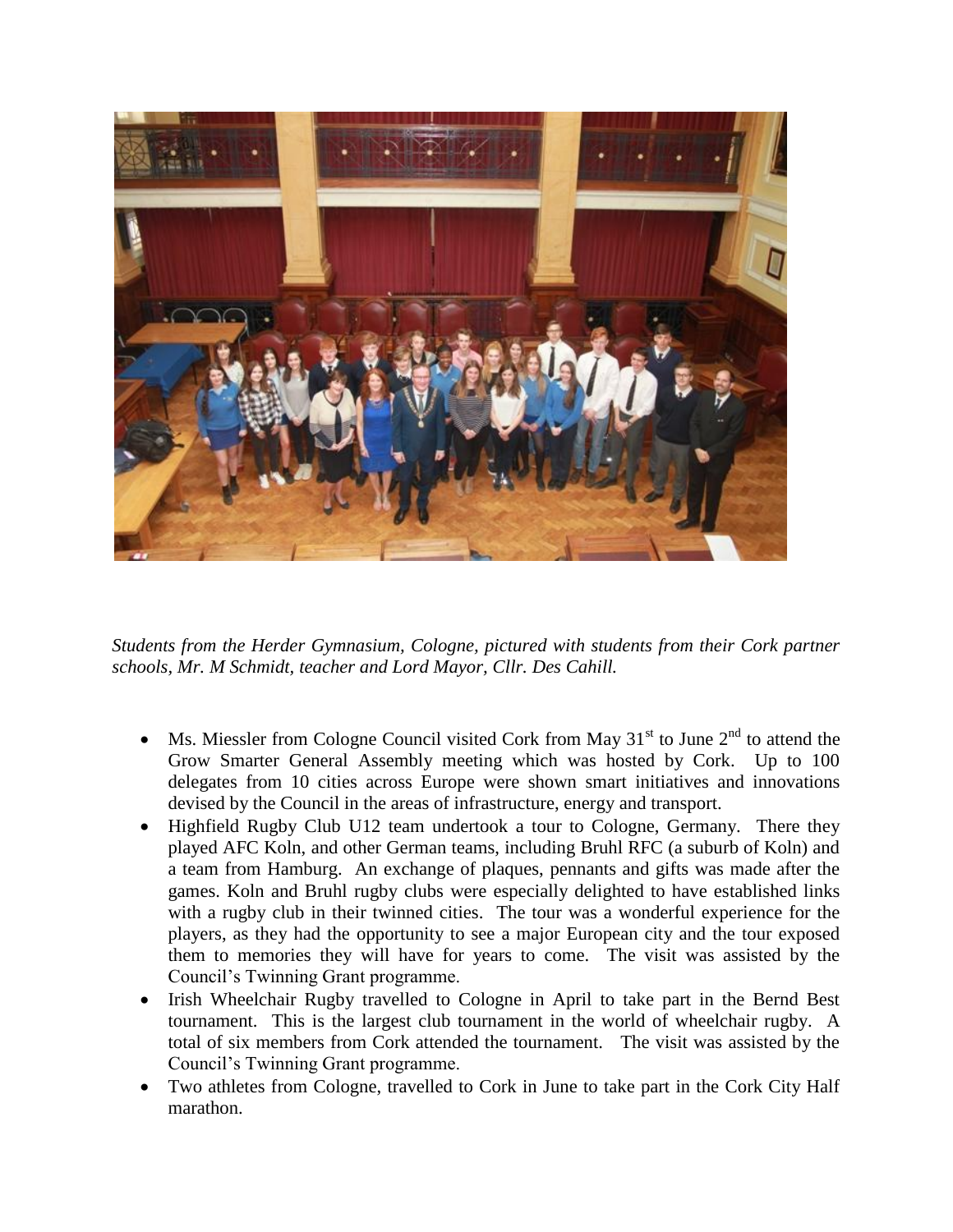*Students from the Herder Gymnasium, Cologne, pictured with students from their Cork partner schools, Mr. M Schmidt, teacher and Lord Mayor, Cllr. Des Cahill.*

- Ms. Miessler from Cologne Council visited Cork from May 31st to June 2nd to attend the Grow Smarter General Assembly meeting which was hosted by Cork. Up to 100 delegates from 10 cities across Europe were shown smart initiatives and innovations devised by the Council in the areas of infrastructure, energy and transport.
- Highfield Rugby Club U12 team undertook a tour to Cologne, Germany. There they played AFC Koln, and other German teams, including Bruhl RFC (a suburb of Koln) and a team from Hamburg. An exchange of plaques, pennants and gifts was made after the games. Koln and Bruhl rugby clubs were especially delighted to have established links with a rugby club in their twinned cities. The tour was a wonderful experience for the players, as they had the opportunity to see a major European city and the tour exposed them to memories they will have for years to come. The visit was assisted by the Council's Twinning Grant programme.
- Irish Wheelchair Rugby travelled to Cologne in April to take part in the Bernd Best tournament. This is the largest club tournament in the world of wheelchair rugby. A total of six members from Cork attended the tournament. The visit was assisted by the Council's Twinning Grant programme.
- Two athletes from Cologne, travelled to Cork in June to take part in the Cork City Half marathon.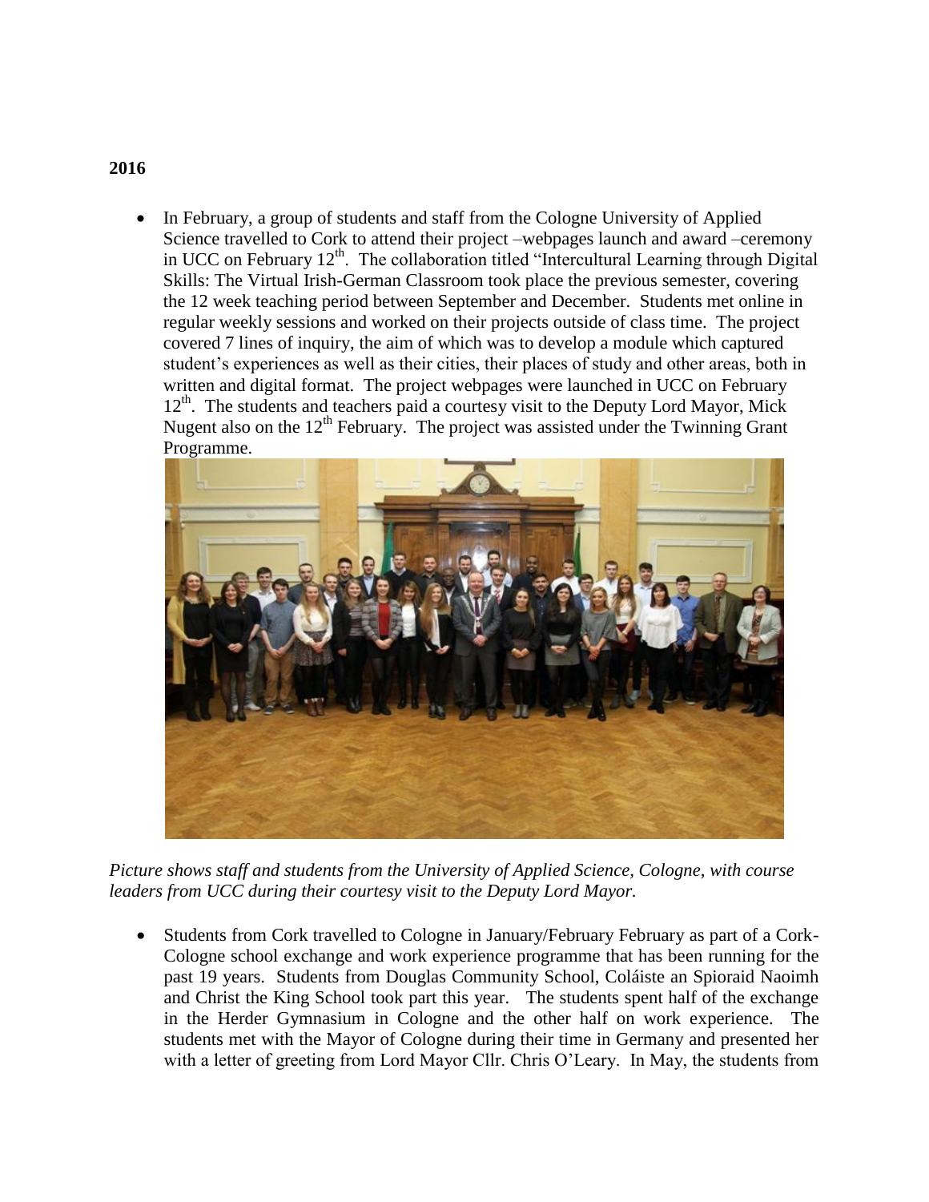**2016**

- In February, a group of students and staff from the Cologne University of Applied Science travelled to Cork to attend their project –webpages launch and award –ceremony in UCC on February 12th. The collaboration titled "Intercultural Learning through Digital Skills: The Virtual Irish-German Classroom took place the previous semester, covering the 12 week teaching period between September and December. Students met online in regular weekly sessions and worked on their projects outside of class time. The project covered 7 lines of inquiry, the aim of which was to develop a module which captured student's experiences as well as their cities, their places of study and other areas, both in written and digital format. The project webpages were launched in UCC on February 12th. The students and teachers paid a courtesy visit to the Deputy Lord Mayor, Mick Nugent also on the 12th February. The project was assisted under the Twinning Grant Programme.

*Picture shows staff and students from the University of Applied Science, Cologne, with course leaders from UCC during their courtesy visit to the Deputy Lord Mayor.*

- Students from Cork travelled to Cologne in January/February February as part of a Cork-Cologne school exchange and work experience programme that has been running for the past 19 years. Students from Douglas Community School, Coláiste an Spioraid Naoimh and Christ the King School took part this year. The students spent half of the exchange in the Herder Gymnasium in Cologne and the other half on work experience. The students met with the Mayor of Cologne during their time in Germany and presented her with a letter of greeting from Lord Mayor Cllr. Chris O'Leary. In May, the students from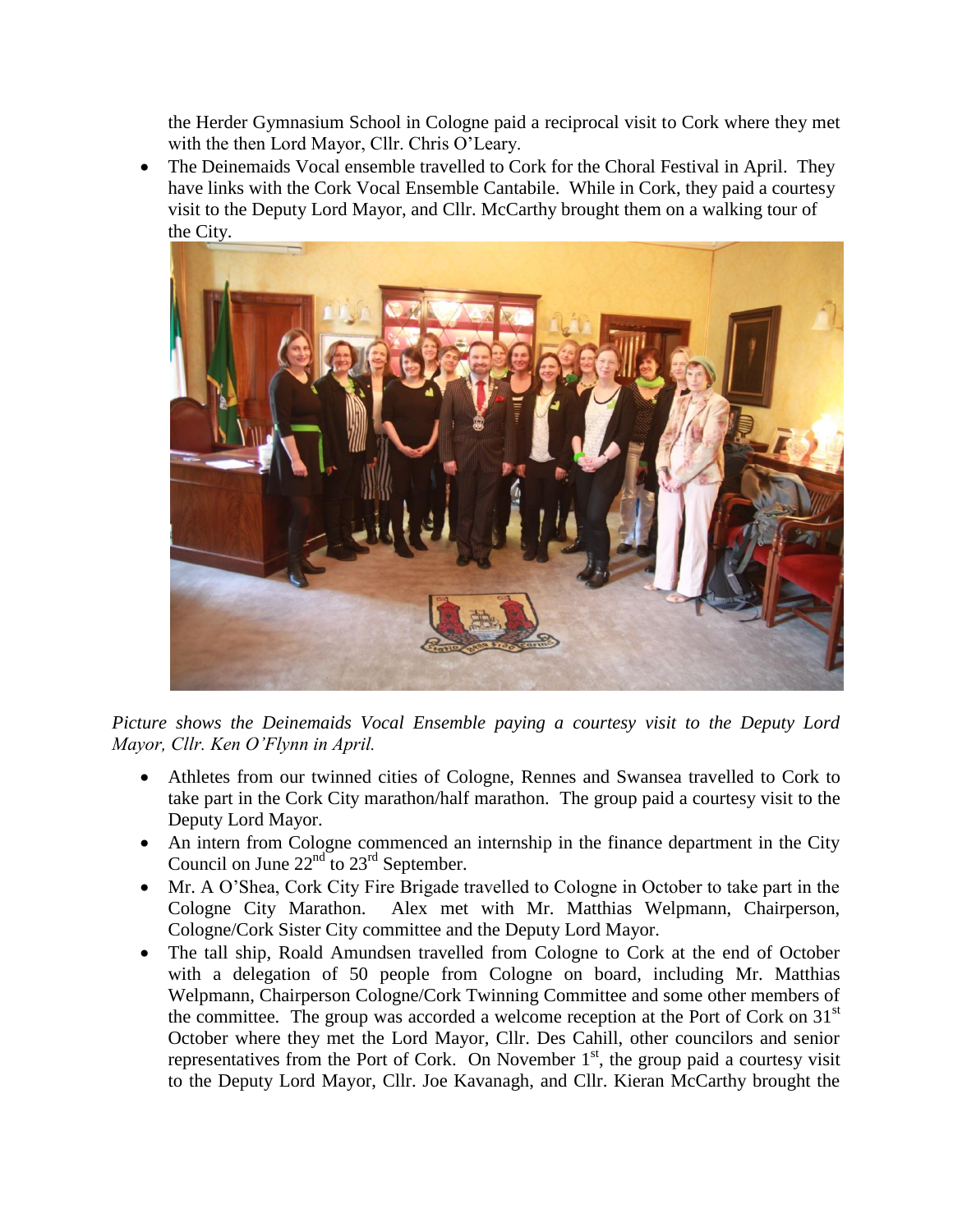the Herder Gymnasium School in Cologne paid a reciprocal visit to Cork where they met with the then Lord Mayor, Cllr. Chris O'Leary.

- The Deinemaids Vocal ensemble travelled to Cork for the Choral Festival in April. They have links with the Cork Vocal Ensemble Cantabile. While in Cork, they paid a courtesy visit to the Deputy Lord Mayor, and Cllr. McCarthy brought them on a walking tour of the City.

*Picture shows the Deinemaids Vocal Ensemble paying a courtesy visit to the Deputy Lord Mayor, Cllr. Ken O'Flynn in April.*

- Athletes from our twinned cities of Cologne, Rennes and Swansea travelled to Cork to take part in the Cork City marathon/half marathon. The group paid a courtesy visit to the Deputy Lord Mayor.
- An intern from Cologne commenced an internship in the finance department in the City Council on June 22nd to 23rd September.
- Mr. A O'Shea, Cork City Fire Brigade travelled to Cologne in October to take part in the Cologne City Marathon. Alex met with Mr. Matthias Welpmann, Chairperson, Cologne/Cork Sister City committee and the Deputy Lord Mayor.
- The tall ship, Roald Amundsen travelled from Cologne to Cork at the end of October with a delegation of 50 people from Cologne on board, including Mr. Matthias Welpmann, Chairperson Cologne/Cork Twinning Committee and some other members of the committee. The group was accorded a welcome reception at the Port of Cork on 31st October where they met the Lord Mayor, Cllr. Des Cahill, other councilors and senior representatives from the Port of Cork. On November 1st, the group paid a courtesy visit to the Deputy Lord Mayor, Cllr. Joe Kavanagh, and Cllr. Kieran McCarthy brought the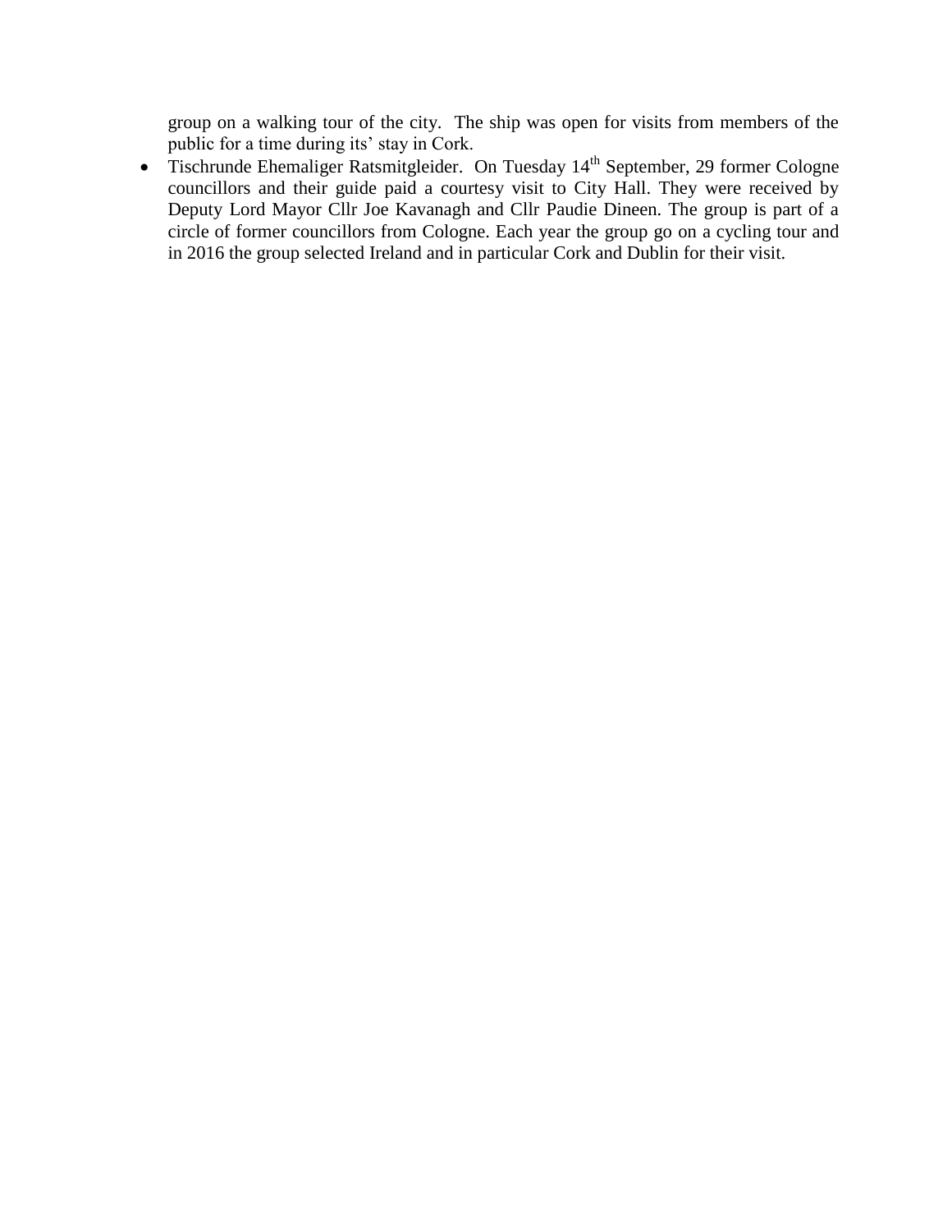group on a walking tour of the city. The ship was open for visits from members of the public for a time during its' stay in Cork.

- Tischrunde Ehemaliger Ratsmitgleider. On Tuesday 14th September, 29 former Cologne councillors and their guide paid a courtesy visit to City Hall. They were received by Deputy Lord Mayor Cllr Joe Kavanagh and Cllr Paudie Dineen. The group is part of a circle of former councillors from Cologne. Each year the group go on a cycling tour and in 2016 the group selected Ireland and in particular Cork and Dublin for their visit.